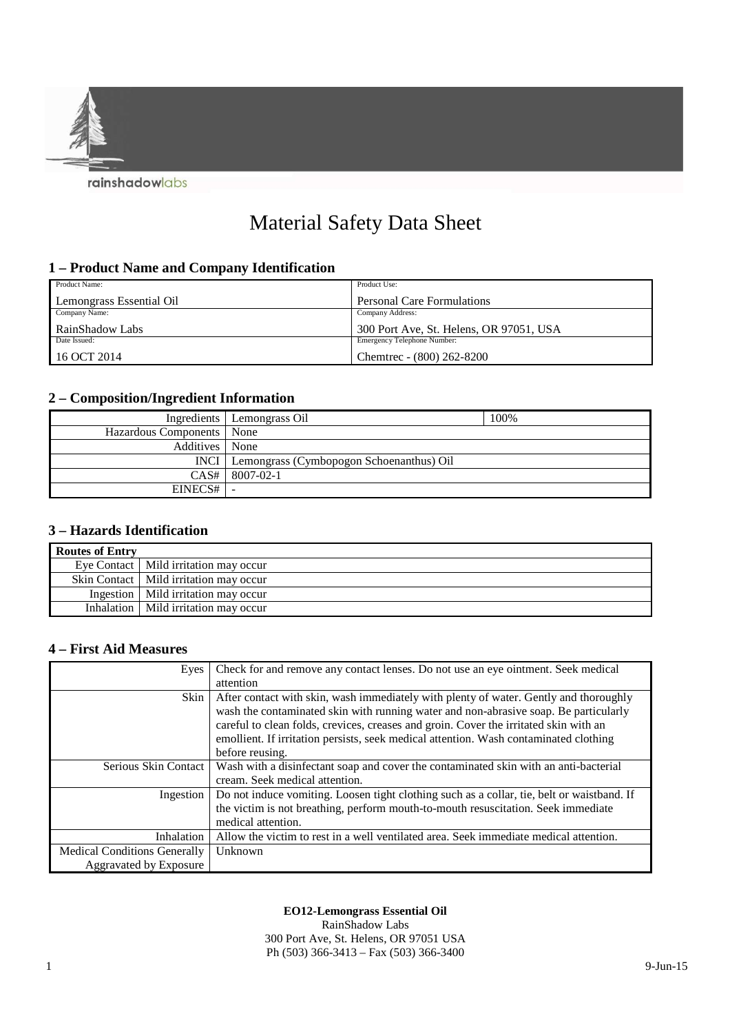rainshadowlabs

# Material Safety Data Sheet

## 1 – Product Name and Company Identification

| Product Name: | Product Use: |
|---|---|
| Lemongrass Essential Oil | Personal Care Formulations |
| Company Name: | Company Address: |
| RainShadow Labs | 300 Port Ave, St. Helens, OR 97051, USA |
| Date Issued: | Emergency Telephone Number: |
| 16 OCT 2014 | Chemtrec - (800) 262-8200 |

## 2 – Composition/Ingredient Information

| | | |
|---|---|---|
| Ingredients | Lemongrass Oil | 100% |
| Hazardous Components | None | |
| Additives | None | |
| INCI | Lemongrass (Cymbopogon Schoenanthus) Oil | |
| CAS# | 8007-02-1 | |
| EINECS# | - | |

## 3 – Hazards Identification

| **Routes of Entry** | |
|---|---|
| Eye Contact | Mild irritation may occur |
| Skin Contact | Mild irritation may occur |
| Ingestion | Mild irritation may occur |
| Inhalation | Mild irritation may occur |

## 4 – First Aid Measures

| | |
|---|---|
| Eyes | Check for and remove any contact lenses. Do not use an eye ointment. Seek medical attention |
| Skin | After contact with skin, wash immediately with plenty of water. Gently and thoroughly wash the contaminated skin with running water and non-abrasive soap. Be particularly careful to clean folds, crevices, creases and groin. Cover the irritated skin with an emollient. If irritation persists, seek medical attention. Wash contaminated clothing before reusing. |
| Serious Skin Contact | Wash with a disinfectant soap and cover the contaminated skin with an anti-bacterial cream. Seek medical attention. |
| Ingestion | Do not induce vomiting. Loosen tight clothing such as a collar, tie, belt or waistband. If the victim is not breathing, perform mouth-to-mouth resuscitation. Seek immediate medical attention. |
| Inhalation | Allow the victim to rest in a well ventilated area. Seek immediate medical attention. |
| Medical Conditions Generally Aggravated by Exposure | Unknown |

**EO12-Lemongrass Essential Oil**
RainShadow Labs
300 Port Ave, St. Helens, OR 97051 USA
Ph (503) 366-3413 – Fax (503) 366-3400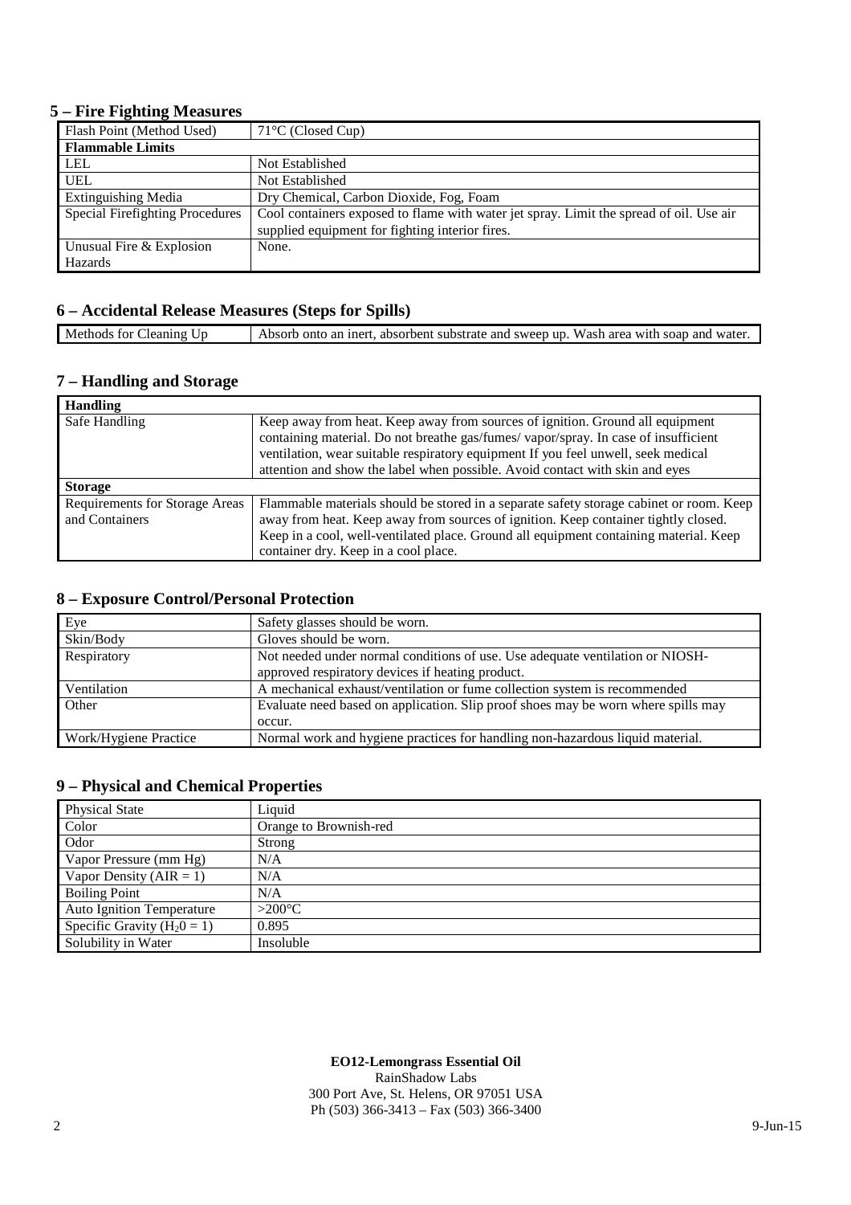## 5 – Fire Fighting Measures

| Flash Point (Method Used) | 71°C (Closed Cup) |
|---|---|
| **Flammable Limits** | |
| LEL | Not Established |
| UEL | Not Established |
| Extinguishing Media | Dry Chemical, Carbon Dioxide, Fog, Foam |
| Special Firefighting Procedures | Cool containers exposed to flame with water jet spray. Limit the spread of oil. Use air supplied equipment for fighting interior fires. |
| Unusual Fire & Explosion Hazards | None. |

## 6 – Accidental Release Measures (Steps for Spills)

| Methods for Cleaning Up | Absorb onto an inert, absorbent substrate and sweep up. Wash area with soap and water. |
|---|---|

## 7 – Handling and Storage

| **Handling** | |
|---|---|
| Safe Handling | Keep away from heat. Keep away from sources of ignition. Ground all equipment containing material. Do not breathe gas/fumes/ vapor/spray. In case of insufficient ventilation, wear suitable respiratory equipment If you feel unwell, seek medical attention and show the label when possible. Avoid contact with skin and eyes |
| **Storage** | |
| Requirements for Storage Areas and Containers | Flammable materials should be stored in a separate safety storage cabinet or room. Keep away from heat. Keep away from sources of ignition. Keep container tightly closed. Keep in a cool, well-ventilated place. Ground all equipment containing material. Keep container dry. Keep in a cool place. |

## 8 – Exposure Control/Personal Protection

| Eye | Safety glasses should be worn. |
|---|---|
| Skin/Body | Gloves should be worn. |
| Respiratory | Not needed under normal conditions of use. Use adequate ventilation or NIOSH-approved respiratory devices if heating product. |
| Ventilation | A mechanical exhaust/ventilation or fume collection system is recommended |
| Other | Evaluate need based on application. Slip proof shoes may be worn where spills may occur. |
| Work/Hygiene Practice | Normal work and hygiene practices for handling non-hazardous liquid material. |

## 9 – Physical and Chemical Properties

| Physical State | Liquid |
|---|---|
| Color | Orange to Brownish-red |
| Odor | Strong |
| Vapor Pressure (mm Hg) | N/A |
| Vapor Density (AIR = 1) | N/A |
| Boiling Point | N/A |
| Auto Ignition Temperature | >200°C |
| Specific Gravity ($H_20 = 1$) | 0.895 |
| Solubility in Water | Insoluble |

**EO12-Lemongrass Essential Oil**
RainShadow Labs
300 Port Ave, St. Helens, OR 97051 USA
Ph (503) 366-3413 – Fax (503) 366-3400

9-Jun-15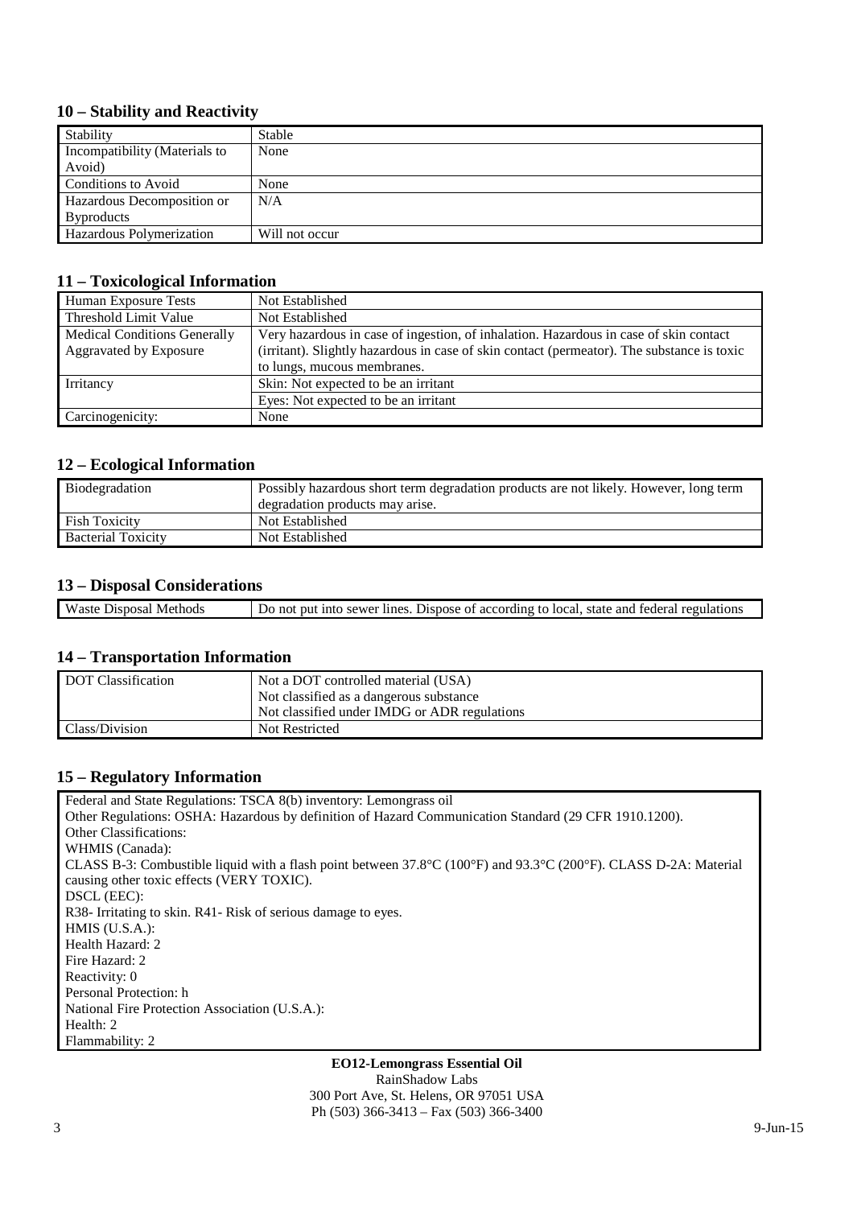## 10 – Stability and Reactivity

| Stability | Stable |
|---|---|
| Incompatibility (Materials to Avoid) | None |
| Conditions to Avoid | None |
| Hazardous Decomposition or Byproducts | N/A |
| Hazardous Polymerization | Will not occur |

## 11 – Toxicological Information

| Human Exposure Tests | Not Established |
|---|---|
| Threshold Limit Value | Not Established |
| Medical Conditions Generally Aggravated by Exposure | Very hazardous in case of ingestion, of inhalation. Hazardous in case of skin contact (irritant). Slightly hazardous in case of skin contact (permeator). The substance is toxic to lungs, mucous membranes. |
| Irritancy | Skin: Not expected to be an irritant |
| | Eyes: Not expected to be an irritant |
| Carcinogenicity: | None |

## 12 – Ecological Information

| Biodegradation | Possibly hazardous short term degradation products are not likely. However, long term degradation products may arise. |
|---|---|
| Fish Toxicity | Not Established |
| Bacterial Toxicity | Not Established |

## 13 – Disposal Considerations

| Waste Disposal Methods | Do not put into sewer lines. Dispose of according to local, state and federal regulations |
|---|---|

## 14 – Transportation Information

| DOT Classification | Not a DOT controlled material (USA)<br>Not classified as a dangerous substance<br>Not classified under IMDG or ADR regulations |
|---|---|
| Class/Division | Not Restricted |

## 15 – Regulatory Information

Federal and State Regulations: TSCA 8(b) inventory: Lemongrass oil
Other Regulations: OSHA: Hazardous by definition of Hazard Communication Standard (29 CFR 1910.1200).
Other Classifications:
WHMIS (Canada):
CLASS B-3: Combustible liquid with a flash point between 37.8°C (100°F) and 93.3°C (200°F). CLASS D-2A: Material causing other toxic effects (VERY TOXIC).
DSCL (EEC):
R38- Irritating to skin. R41- Risk of serious damage to eyes.
HMIS (U.S.A.):
Health Hazard: 2
Fire Hazard: 2
Reactivity: 0
Personal Protection: h
National Fire Protection Association (U.S.A.):
Health: 2
Flammability: 2

**EO12-Lemongrass Essential Oil**
RainShadow Labs
300 Port Ave, St. Helens, OR 97051 USA
Ph (503) 366-3413 – Fax (503) 366-3400

9-Jun-15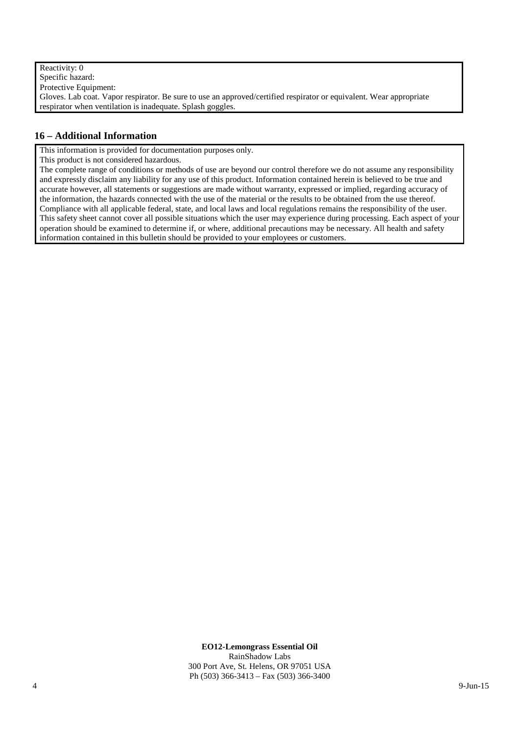Reactivity: 0
Specific hazard:
Protective Equipment:
Gloves. Lab coat. Vapor respirator. Be sure to use an approved/certified respirator or equivalent. Wear appropriate respirator when ventilation is inadequate. Splash goggles.

## 16 – Additional Information

This information is provided for documentation purposes only.
This product is not considered hazardous.
The complete range of conditions or methods of use are beyond our control therefore we do not assume any responsibility and expressly disclaim any liability for any use of this product. Information contained herein is believed to be true and accurate however, all statements or suggestions are made without warranty, expressed or implied, regarding accuracy of the information, the hazards connected with the use of the material or the results to be obtained from the use thereof. Compliance with all applicable federal, state, and local laws and local regulations remains the responsibility of the user. This safety sheet cannot cover all possible situations which the user may experience during processing. Each aspect of your operation should be examined to determine if, or where, additional precautions may be necessary. All health and safety information contained in this bulletin should be provided to your employees or customers.